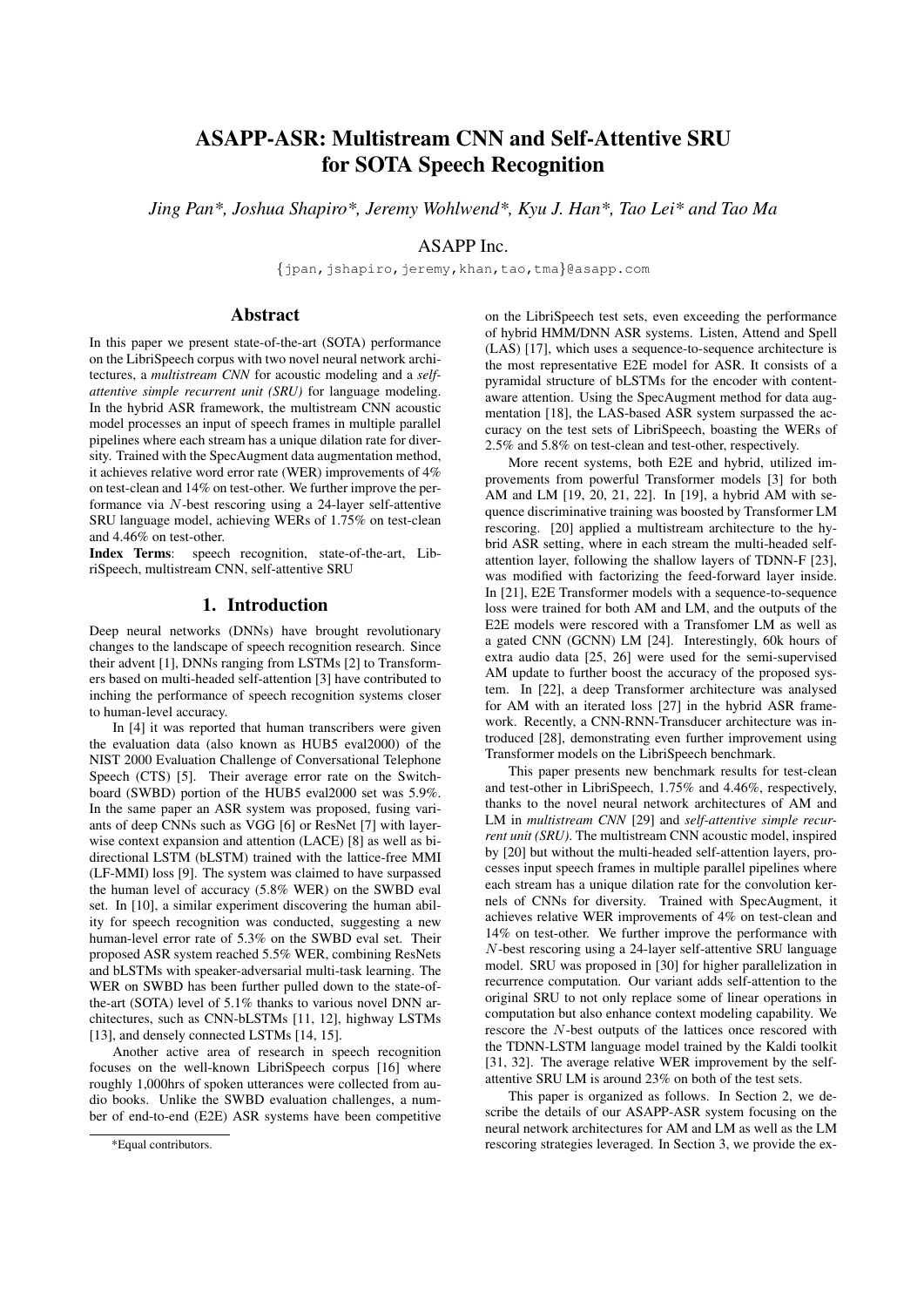# ASAPP-ASR: Multistream CNN and Self-Attentive SRU for SOTA Speech Recognition

*Jing Pan\*, Joshua Shapiro\*, Jeremy Wohlwend\*, Kyu J. Han\*, Tao Lei\* and Tao Ma*

ASAPP Inc.

{jpan,jshapiro,jeremy,khan,tao,tma}@asapp.com

## Abstract

In this paper we present state-of-the-art (SOTA) performance on the LibriSpeech corpus with two novel neural network architectures, a *multistream CNN* for acoustic modeling and a *self-attentive simple recurrent unit (SRU)* for language modeling. In the hybrid ASR framework, the multistream CNN acoustic model processes an input of speech frames in multiple parallel pipelines where each stream has a unique dilation rate for diversity. Trained with the SpecAugment data augmentation method, it achieves relative word error rate (WER) improvements of 4% on test-clean and 14% on test-other. We further improve the performance via $N$-best rescoring using a 24-layer self-attentive SRU language model, achieving WERs of 1.75% on test-clean and 4.46% on test-other.

**Index Terms**: speech recognition, state-of-the-art, LibriSpeech, multistream CNN, self-attentive SRU

## 1. Introduction

Deep neural networks (DNNs) have brought revolutionary changes to the landscape of speech recognition research. Since their advent [1], DNNs ranging from LSTMs [2] to Transformers based on multi-headed self-attention [3] have contributed to inching the performance of speech recognition systems closer to human-level accuracy.

In [4] it was reported that human transcribers were given the evaluation data (also known as HUB5 eval2000) of the NIST 2000 Evaluation Challenge of Conversational Telephone Speech (CTS) [5]. Their average error rate on the Switchboard (SWBD) portion of the HUB5 eval2000 set was 5.9%. In the same paper an ASR system was proposed, fusing variants of deep CNNs such as VGG [6] or ResNet [7] with layer-wise context expansion and attention (LACE) [8] as well as bidirectional LSTM (bLSTM) trained with the lattice-free MMI (LF-MMI) loss [9]. The system was claimed to have surpassed the human level of accuracy (5.8% WER) on the SWBD eval set. In [10], a similar experiment discovering the human ability for speech recognition was conducted, suggesting a new human-level error rate of 5.3% on the SWBD eval set. Their proposed ASR system reached 5.5% WER, combining ResNets and bLSTMs with speaker-adversarial multi-task learning. The WER on SWBD has been further pulled down to the state-of-the-art (SOTA) level of 5.1% thanks to various novel DNN architectures, such as CNN-bLSTMs [11, 12], highway LSTMs [13], and densely connected LSTMs [14, 15].

Another active area of research in speech recognition focuses on the well-known LibriSpeech corpus [16] where roughly 1,000hrs of spoken utterances were collected from audio books. Unlike the SWBD evaluation challenges, a number of end-to-end (E2E) ASR systems have been competitive on the LibriSpeech test sets, even exceeding the performance of hybrid HMM/DNN ASR systems. Listen, Attend and Spell (LAS) [17], which uses a sequence-to-sequence architecture is the most representative E2E model for ASR. It consists of a pyramidal structure of bLSTMs for the encoder with content-aware attention. Using the SpecAugment method for data augmentation [18], the LAS-based ASR system surpassed the accuracy on the test sets of LibriSpeech, boasting the WERs of 2.5% and 5.8% on test-clean and test-other, respectively.

More recent systems, both E2E and hybrid, utilized improvements from powerful Transformer models [3] for both AM and LM [19, 20, 21, 22]. In [19], a hybrid AM with sequence discriminative training was boosted by Transformer LM rescoring. [20] applied a multistream architecture to the hybrid ASR setting, where in each stream the multi-headed self-attention layer, following the shallow layers of TDNN-F [23], was modified with factorizing the feed-forward layer inside. In [21], E2E Transformer models with a sequence-to-sequence loss were trained for both AM and LM, and the outputs of the E2E models were rescored with a Transfomer LM as well as a gated CNN (GCNN) LM [24]. Interestingly, 60k hours of extra audio data [25, 26] were used for the semi-supervised AM update to further boost the accuracy of the proposed system. In [22], a deep Transformer architecture was analysed for AM with an iterated loss [27] in the hybrid ASR framework. Recently, a CNN-RNN-Transducer architecture was introduced [28], demonstrating even further improvement using Transformer models on the LibriSpeech benchmark.

This paper presents new benchmark results for test-clean and test-other in LibriSpeech, 1.75% and 4.46%, respectively, thanks to the novel neural network architectures of AM and LM in *multistream CNN* [29] and *self-attentive simple recurrent unit (SRU)*. The multistream CNN acoustic model, inspired by [20] but without the multi-headed self-attention layers, processes input speech frames in multiple parallel pipelines where each stream has a unique dilation rate for the convolution kernels of CNNs for diversity. Trained with SpecAugment, it achieves relative WER improvements of 4% on test-clean and 14% on test-other. We further improve the performance with $N$-best rescoring using a 24-layer self-attentive SRU language model. SRU was proposed in [30] for higher parallelization in recurrence computation. Our variant adds self-attention to the original SRU to not only replace some of linear operations in computation but also enhance context modeling capability. We rescore the $N$-best outputs of the lattices once rescored with the TDNN-LSTM language model trained by the Kaldi toolkit [31, 32]. The average relative WER improvement by the self-attentive SRU LM is around 23% on both of the test sets.

This paper is organized as follows. In Section 2, we describe the details of our ASAPP-ASR system focusing on the neural network architectures for AM and LM as well as the LM rescoring strategies leveraged. In Section 3, we provide the ex-

\*Equal contributors.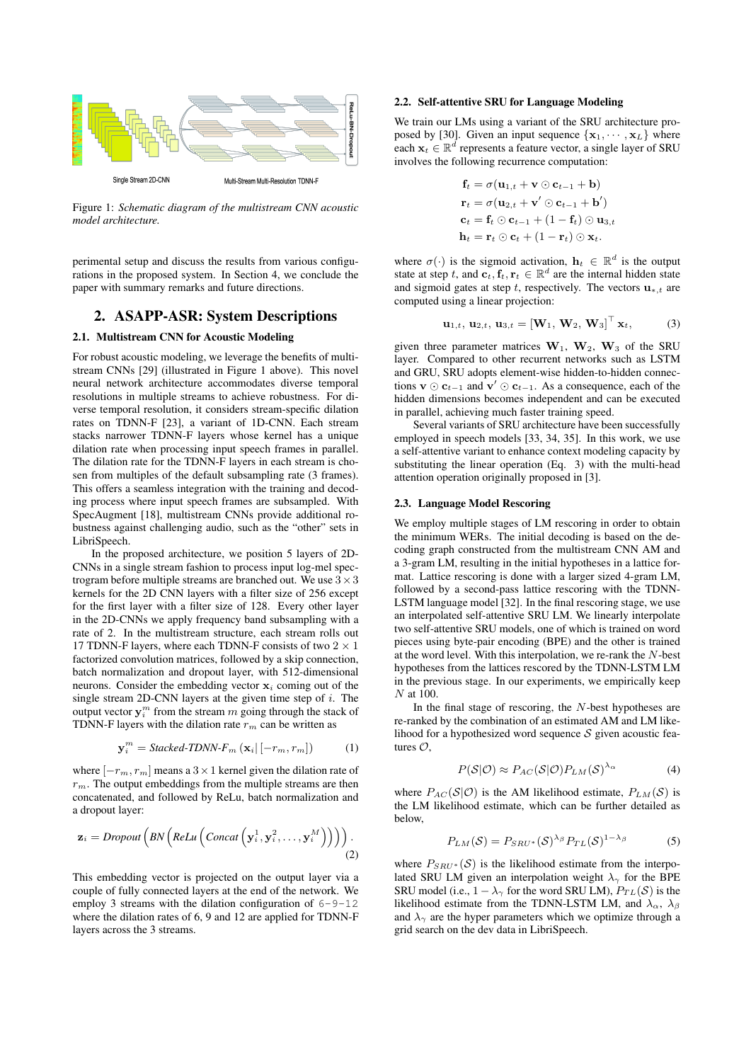Figure 1: *Schematic diagram of the multistream CNN acoustic model architecture.*

perimental setup and discuss the results from various configurations in the proposed system. In Section 4, we conclude the paper with summary remarks and future directions.

## 2. ASAPP-ASR: System Descriptions

### 2.1. Multistream CNN for Acoustic Modeling

For robust acoustic modeling, we leverage the benefits of multistream CNNs [29] (illustrated in Figure 1 above). This novel neural network architecture accommodates diverse temporal resolutions in multiple streams to achieve robustness. For diverse temporal resolution, it considers stream-specific dilation rates on TDNN-F [23], a variant of 1D-CNN. Each stream stacks narrower TDNN-F layers whose kernel has a unique dilation rate when processing input speech frames in parallel. The dilation rate for the TDNN-F layers in each stream is chosen from multiples of the default subsampling rate (3 frames). This offers a seamless integration with the training and decoding process where input speech frames are subsampled. With SpecAugment [18], multistream CNNs provide additional robustness against challenging audio, such as the "other" sets in LibriSpeech.

In the proposed architecture, we position 5 layers of 2D-CNNs in a single stream fashion to process input log-mel spectrogram before multiple streams are branched out. We use $3 \times 3$ kernels for the 2D CNN layers with a filter size of 256 except for the first layer with a filter size of 128. Every other layer in the 2D-CNNs we apply frequency band subsampling with a rate of 2. In the multistream structure, each stream rolls out 17 TDNN-F layers, where each TDNN-F consists of two $2 \times 1$ factorized convolution matrices, followed by a skip connection, batch normalization and dropout layer, with 512-dimensional neurons. Consider the embedding vector $\mathbf{x}_i$ coming out of the single stream 2D-CNN layers at the given time step of $i$. The output vector $\mathbf{y}_i^m$ from the stream $m$ going through the stack of TDNN-F layers with the dilation rate $r_m$ can be written as

$$\mathbf{y}_i^m = \textit{Stacked-TDNN-F}_m\left(\mathbf{x}_i \,|\, [-r_m, r_m]\right) \tag{1}$$

where $[-r_m, r_m]$ means a $3 \times 1$ kernel given the dilation rate of $r_m$. The output embeddings from the multiple streams are then concatenated, and followed by ReLu, batch normalization and a dropout layer:

$$\mathbf{z}_i = \textit{Dropout}\left(\textit{BN}\left(\textit{ReLu}\left(\textit{Concat}\left(\mathbf{y}_i^1, \mathbf{y}_i^2, \ldots, \mathbf{y}_i^M\right)\right)\right)\right). \tag{2}$$

This embedding vector is projected on the output layer via a couple of fully connected layers at the end of the network. We employ 3 streams with the dilation configuration of `6-9-12` where the dilation rates of 6, 9 and 12 are applied for TDNN-F layers across the 3 streams.

### 2.2. Self-attentive SRU for Language Modeling

We train our LMs using a variant of the SRU architecture proposed by [30]. Given an input sequence $\{\mathbf{x}_1, \cdots, \mathbf{x}_L\}$ where each $\mathbf{x}_t \in \mathbb{R}^d$ represents a feature vector, a single layer of SRU involves the following recurrence computation:

$$\begin{aligned}
\mathbf{f}_t &= \sigma(\mathbf{u}_{1,t} + \mathbf{v} \odot \mathbf{c}_{t-1} + \mathbf{b}) \\
\mathbf{r}_t &= \sigma(\mathbf{u}_{2,t} + \mathbf{v}' \odot \mathbf{c}_{t-1} + \mathbf{b}') \\
\mathbf{c}_t &= \mathbf{f}_t \odot \mathbf{c}_{t-1} + (1 - \mathbf{f}_t) \odot \mathbf{u}_{3,t} \\
\mathbf{h}_t &= \mathbf{r}_t \odot \mathbf{c}_t + (1 - \mathbf{r}_t) \odot \mathbf{x}_t.
\end{aligned}$$

where $\sigma(\cdot)$ is the sigmoid activation, $\mathbf{h}_t \in \mathbb{R}^d$ is the output state at step $t$, and $\mathbf{c}_t, \mathbf{f}_t, \mathbf{r}_t \in \mathbb{R}^d$ are the internal hidden state and sigmoid gates at step $t$, respectively. The vectors $\mathbf{u}_{*,t}$ are computed using a linear projection:

$$\mathbf{u}_{1,t},\, \mathbf{u}_{2,t},\, \mathbf{u}_{3,t} = \left[\mathbf{W}_1,\, \mathbf{W}_2,\, \mathbf{W}_3\right]^\top \mathbf{x}_t, \tag{3}$$

given three parameter matrices $\mathbf{W}_1$, $\mathbf{W}_2$, $\mathbf{W}_3$ of the SRU layer. Compared to other recurrent networks such as LSTM and GRU, SRU adopts element-wise hidden-to-hidden connections $\mathbf{v} \odot \mathbf{c}_{t-1}$ and $\mathbf{v}' \odot \mathbf{c}_{t-1}$. As a consequence, each of the hidden dimensions becomes independent and can be executed in parallel, achieving much faster training speed.

Several variants of SRU architecture have been successfully employed in speech models [33, 34, 35]. In this work, we use a self-attentive variant to enhance context modeling capacity by substituting the linear operation (Eq. 3) with the multi-head attention operation originally proposed in [3].

### 2.3. Language Model Rescoring

We employ multiple stages of LM rescoring in order to obtain the minimum WERs. The initial decoding is based on the decoding graph constructed from the multistream CNN AM and a 3-gram LM, resulting in the initial hypotheses in a lattice format. Lattice rescoring is done with a larger sized 4-gram LM, followed by a second-pass lattice rescoring with the TDNN-LSTM language model [32]. In the final rescoring stage, we use an interpolated self-attentive SRU LM. We linearly interpolate two self-attentive SRU models, one of which is trained on word pieces using byte-pair encoding (BPE) and the other is trained at the word level. With this interpolation, we re-rank the $N$-best hypotheses from the lattices rescored by the TDNN-LSTM LM in the previous stage. In our experiments, we empirically keep $N$ at 100.

In the final stage of rescoring, the $N$-best hypotheses are re-ranked by the combination of an estimated AM and LM likelihood for a hypothesized word sequence $\mathcal{S}$ given acoustic features $\mathcal{O}$,

$$P(\mathcal{S}|\mathcal{O}) \approx P_{AC}(\mathcal{S}|\mathcal{O}) P_{LM}(\mathcal{S})^{\lambda_\alpha} \tag{4}$$

where $P_{AC}(\mathcal{S}|\mathcal{O})$ is the AM likelihood estimate, $P_{LM}(\mathcal{S})$ is the LM likelihood estimate, which can be further detailed as below,

$$P_{LM}(\mathcal{S}) = P_{SRU^*}(\mathcal{S})^{\lambda_\beta} P_{TL}(\mathcal{S})^{1-\lambda_\beta} \tag{5}$$

where $P_{SRU^*}(\mathcal{S})$ is the likelihood estimate from the interpolated SRU LM given an interpolation weight $\lambda_\gamma$ for the BPE SRU model (i.e., $1 - \lambda_\gamma$ for the word SRU LM), $P_{TL}(\mathcal{S})$ is the likelihood estimate from the TDNN-LSTM LM, and $\lambda_\alpha$, $\lambda_\beta$ and $\lambda_\gamma$ are the hyper parameters which we optimize through a grid search on the dev data in LibriSpeech.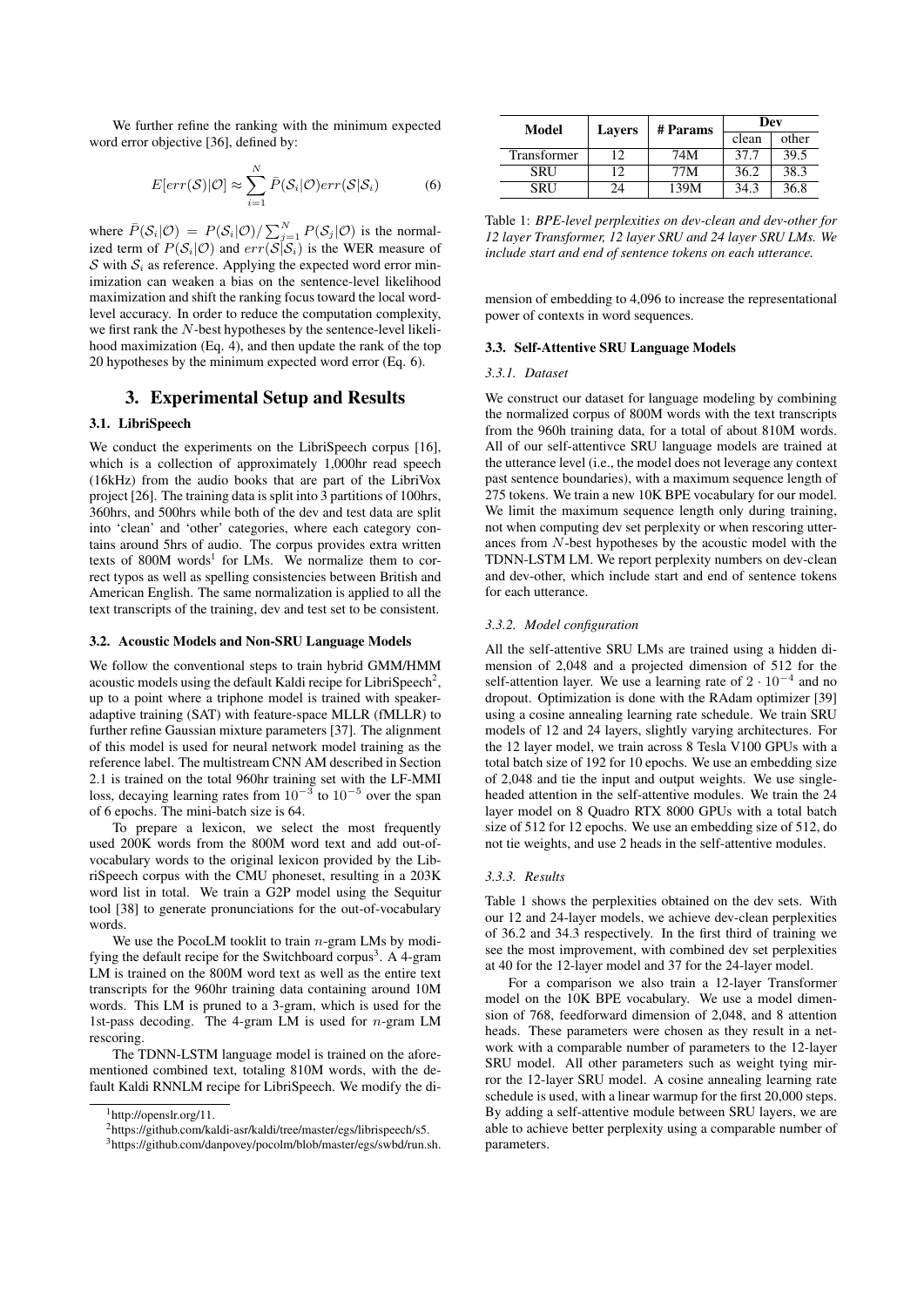We further refine the ranking with the minimum expected word error objective [36], defined by:

$$E[err(\mathcal{S})|\mathcal{O}] \approx \sum_{i=1}^{N} \bar{P}(\mathcal{S}_i|\mathcal{O}) err(\mathcal{S}|\mathcal{S}_i) \tag{6}$$

where $\bar{P}(\mathcal{S}_i|\mathcal{O}) = P(\mathcal{S}_i|\mathcal{O}) / \sum_{j=1}^{N} P(\mathcal{S}_j|\mathcal{O})$ is the normalized term of $P(\mathcal{S}_i|\mathcal{O})$ and $err(\mathcal{S}|\mathcal{S}_i)$ is the WER measure of $\mathcal{S}$ with $\mathcal{S}_i$ as reference. Applying the expected word error minimization can weaken a bias on the sentence-level likelihood maximization and shift the ranking focus toward the local word-level accuracy. In order to reduce the computation complexity, we first rank the $N$-best hypotheses by the sentence-level likelihood maximization (Eq. 4), and then update the rank of the top 20 hypotheses by the minimum expected word error (Eq. 6).

# 3. Experimental Setup and Results

## 3.1. LibriSpeech

We conduct the experiments on the LibriSpeech corpus [16], which is a collection of approximately 1,000hr read speech (16kHz) from the audio books that are part of the LibriVox project [26]. The training data is split into 3 partitions of 100hrs, 360hrs, and 500hrs while both of the dev and test data are split into 'clean' and 'other' categories, where each category contains around 5hrs of audio. The corpus provides extra written texts of 800M words[1] for LMs. We normalize them to correct typos as well as spelling consistencies between British and American English. The same normalization is applied to all the text transcripts of the training, dev and test set to be consistent.

### 3.2. Acoustic Models and Non-SRU Language Models

We follow the conventional steps to train hybrid GMM/HMM acoustic models using the default Kaldi recipe for LibriSpeech[2], up to a point where a triphone model is trained with speaker-adaptive training (SAT) with feature-space MLLR (fMLLR) to further refine Gaussian mixture parameters [37]. The alignment of this model is used for neural network model training as the reference label. The multistream CNN AM described in Section 2.1 is trained on the total 960hr training set with the LF-MMI loss, decaying learning rates from $10^{-3}$ to $10^{-5}$ over the span of 6 epochs. The mini-batch size is 64.

To prepare a lexicon, we select the most frequently used 200K words from the 800M word text and add out-of-vocabulary words to the original lexicon provided by the LibriSpeech corpus with the CMU phoneset, resulting in a 203K word list in total. We train a G2P model using the Sequitur tool [38] to generate pronunciations for the out-of-vocabulary words.

We use the PocoLM tooklit to train $n$-gram LMs by modifying the default recipe for the Switchboard corpus[3]. A 4-gram LM is trained on the 800M word text as well as the entire text transcripts for the 960hr training data containing around 10M words. This LM is pruned to a 3-gram, which is used for the 1st-pass decoding. The 4-gram LM is used for $n$-gram LM rescoring.

The TDNN-LSTM language model is trained on the aforementioned combined text, totaling 810M words, with the default Kaldi RNNLM recipe for LibriSpeech. We modify the dimension of embedding to 4,096 to increase the representational power of contexts in word sequences.

[1] http://openslr.org/11.

[2] https://github.com/kaldi-asr/kaldi/tree/master/egs/librispeech/s5.

[3] https://github.com/danpovey/pocolm/blob/master/egs/swbd/run.sh.

| Model | Layers | # Params | Dev | |
|---|---|---|---|---|
| | | | clean | other |
| Transformer | 12 | 74M | 37.7 | 39.5 |
| SRU | 12 | 77M | 36.2 | 38.3 |
| SRU | 24 | 139M | 34.3 | 36.8 |

Table 1: *BPE-level perplexities on dev-clean and dev-other for 12 layer Transformer, 12 layer SRU and 24 layer SRU LMs. We include start and end of sentence tokens on each utterance.*

### 3.3. Self-Attentive SRU Language Models

#### 3.3.1. Dataset

We construct our dataset for language modeling by combining the normalized corpus of 800M words with the text transcripts from the 960h training data, for a total of about 810M words. All of our self-attentivce SRU language models are trained at the utterance level (i.e., the model does not leverage any context past sentence boundaries), with a maximum sequence length of 275 tokens. We train a new 10K BPE vocabulary for our model. We limit the maximum sequence length only during training, not when computing dev set perplexity or when rescoring utterances from $N$-best hypotheses by the acoustic model with the TDNN-LSTM LM. We report perplexity numbers on dev-clean and dev-other, which include start and end of sentence tokens for each utterance.

#### 3.3.2. Model configuration

All the self-attentive SRU LMs are trained using a hidden dimension of 2,048 and a projected dimension of 512 for the self-attention layer. We use a learning rate of $2 \cdot 10^{-4}$ and no dropout. Optimization is done with the RAdam optimizer [39] using a cosine annealing learning rate schedule. We train SRU models of 12 and 24 layers, slightly varying architectures. For the 12 layer model, we train across 8 Tesla V100 GPUs with a total batch size of 192 for 10 epochs. We use an embedding size of 2,048 and tie the input and output weights. We use single-headed attention in the self-attentive modules. We train the 24 layer model on 8 Quadro RTX 8000 GPUs with a total batch size of 512 for 12 epochs. We use an embedding size of 512, do not tie weights, and use 2 heads in the self-attentive modules.

#### 3.3.3. Results

Table 1 shows the perplexities obtained on the dev sets. With our 12 and 24-layer models, we achieve dev-clean perplexities of 36.2 and 34.3 respectively. In the first third of training we see the most improvement, with combined dev set perplexities at 40 for the 12-layer model and 37 for the 24-layer model.

For a comparison we also train a 12-layer Transformer model on the 10K BPE vocabulary. We use a model dimension of 768, feedforward dimension of 2,048, and 8 attention heads. These parameters were chosen as they result in a network with a comparable number of parameters to the 12-layer SRU model. All other parameters such as weight tying mirror the 12-layer SRU model. A cosine annealing learning rate schedule is used, with a linear warmup for the first 20,000 steps. By adding a self-attentive module between SRU layers, we are able to achieve better perplexity using a comparable number of parameters.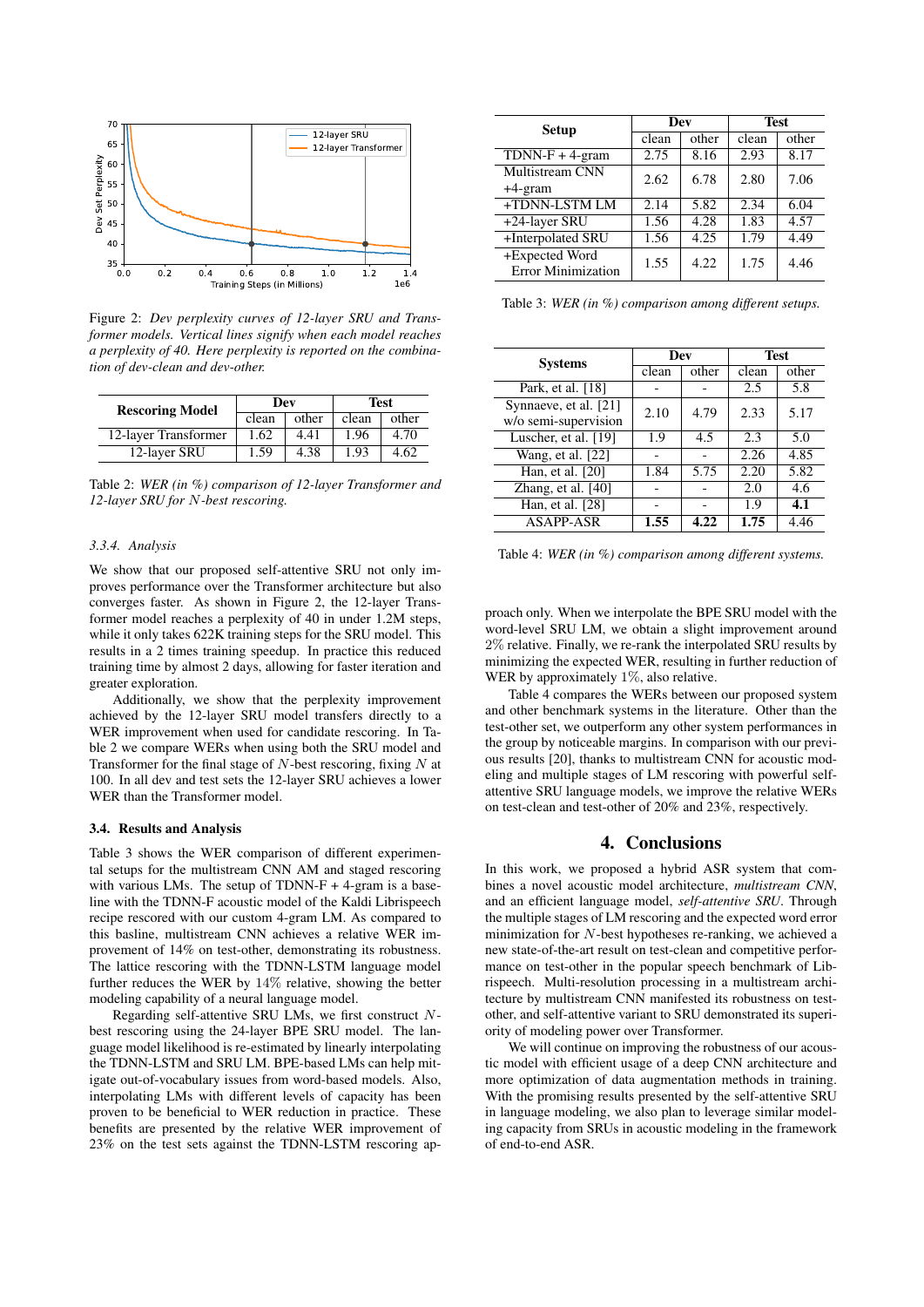Figure 2: *Dev perplexity curves of 12-layer SRU and Transformer models. Vertical lines signify when each model reaches a perplexity of 40. Here perplexity is reported on the combination of dev-clean and dev-other.*

| Rescoring Model | Dev | | Test | |
|---|---|---|---|---|
| | clean | other | clean | other |
| 12-layer Transformer | 1.62 | 4.41 | 1.96 | 4.70 |
| 12-layer SRU | 1.59 | 4.38 | 1.93 | 4.62 |

Table 2: *WER (in %) comparison of 12-layer Transformer and 12-layer SRU for $N$-best rescoring.*

### 3.3.4. Analysis

We show that our proposed self-attentive SRU not only improves performance over the Transformer architecture but also converges faster. As shown in Figure 2, the 12-layer Transformer model reaches a perplexity of 40 in under 1.2M steps, while it only takes 622K training steps for the SRU model. This results in a 2 times training speedup. In practice this reduced training time by almost 2 days, allowing for faster iteration and greater exploration.

Additionally, we show that the perplexity improvement achieved by the 12-layer SRU model transfers directly to a WER improvement when used for candidate rescoring. In Table 2 we compare WERs when using both the SRU model and Transformer for the final stage of $N$-best rescoring, fixing $N$ at 100. In all dev and test sets the 12-layer SRU achieves a lower WER than the Transformer model.

### 3.4. Results and Analysis

Table 3 shows the WER comparison of different experimental setups for the multistream CNN AM and staged rescoring with various LMs. The setup of TDNN-F + 4-gram is a baseline with the TDNN-F acoustic model of the Kaldi Librispeech recipe rescored with our custom 4-gram LM. As compared to this basline, multistream CNN achieves a relative WER improvement of 14% on test-other, demonstrating its robustness. The lattice rescoring with the TDNN-LSTM language model further reduces the WER by 14% relative, showing the better modeling capability of a neural language model.

Regarding self-attentive SRU LMs, we first construct $N$-best rescoring using the 24-layer BPE SRU model. The language model likelihood is re-estimated by linearly interpolating the TDNN-LSTM and SRU LM. BPE-based LMs can help mitigate out-of-vocabulary issues from word-based models. Also, interpolating LMs with different levels of capacity has been proven to be beneficial to WER reduction in practice. These benefits are presented by the relative WER improvement of 23% on the test sets against the TDNN-LSTM rescoring approach only. When we interpolate the BPE SRU model with the word-level SRU LM, we obtain a slight improvement around 2% relative. Finally, we re-rank the interpolated SRU results by minimizing the expected WER, resulting in further reduction of WER by approximately 1%, also relative.

| Setup | Dev | | Test | |
|---|---|---|---|---|
| | clean | other | clean | other |
| TDNN-F + 4-gram | 2.75 | 8.16 | 2.93 | 8.17 |
| Multistream CNN +4-gram | 2.62 | 6.78 | 2.80 | 7.06 |
| +TDNN-LSTM LM | 2.14 | 5.82 | 2.34 | 6.04 |
| +24-layer SRU | 1.56 | 4.28 | 1.83 | 4.57 |
| +Interpolated SRU | 1.56 | 4.25 | 1.79 | 4.49 |
| +Expected Word Error Minimization | 1.55 | 4.22 | 1.75 | 4.46 |

Table 3: *WER (in %) comparison among different setups.*

| Systems | Dev | | Test | |
|---|---|---|---|---|
| | clean | other | clean | other |
| Park, et al. [18] | - | - | 2.5 | 5.8 |
| Synnaeve, et al. [21] w/o semi-supervision | 2.10 | 4.79 | 2.33 | 5.17 |
| Luscher, et al. [19] | 1.9 | 4.5 | 2.3 | 5.0 |
| Wang, et al. [22] | - | - | 2.26 | 4.85 |
| Han, et al. [20] | 1.84 | 5.75 | 2.20 | 5.82 |
| Zhang, et al. [40] | - | - | 2.0 | 4.6 |
| Han, et al. [28] | - | - | 1.9 | **4.1** |
| ASAPP-ASR | **1.55** | **4.22** | **1.75** | 4.46 |

Table 4: *WER (in %) comparison among different systems.*

Table 4 compares the WERs between our proposed system and other benchmark systems in the literature. Other than the test-other set, we outperform any other system performances in the group by noticeable margins. In comparison with our previous results [20], thanks to multistream CNN for acoustic modeling and multiple stages of LM rescoring with powerful self-attentive SRU language models, we improve the relative WERs on test-clean and test-other of 20% and 23%, respectively.

## 4. Conclusions

In this work, we proposed a hybrid ASR system that combines a novel acoustic model architecture, *multistream CNN*, and an efficient language model, *self-attentive SRU*. Through the multiple stages of LM rescoring and the expected word error minimization for $N$-best hypotheses re-ranking, we achieved a new state-of-the-art result on test-clean and competitive performance on test-other in the popular speech benchmark of Librispeech. Multi-resolution processing in a multistream architecture by multistream CNN manifested its robustness on test-other, and self-attentive variant to SRU demonstrated its superiority of modeling power over Transformer.

We will continue on improving the robustness of our acoustic model with efficient usage of a deep CNN architecture and more optimization of data augmentation methods in training. With the promising results presented by the self-attentive SRU in language modeling, we also plan to leverage similar modeling capacity from SRUs in acoustic modeling in the framework of end-to-end ASR.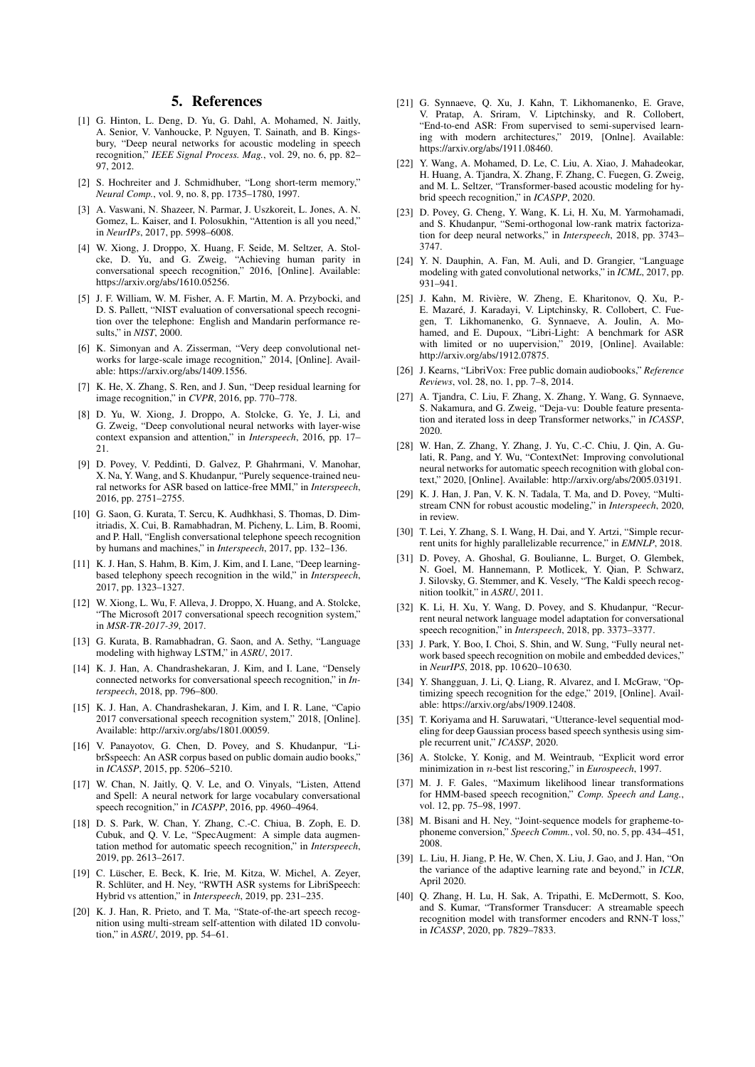## 5. References

[1] G. Hinton, L. Deng, D. Yu, G. Dahl, A. Mohamed, N. Jaitly, A. Senior, V. Vanhoucke, P. Nguyen, T. Sainath, and B. Kingsbury, "Deep neural networks for acoustic modeling in speech recognition," *IEEE Signal Process. Mag.*, vol. 29, no. 6, pp. 82–97, 2012.

[2] S. Hochreiter and J. Schmidhuber, "Long short-term memory," *Neural Comp.*, vol. 9, no. 8, pp. 1735–1780, 1997.

[3] A. Vaswani, N. Shazeer, N. Parmar, J. Uszkoreit, L. Jones, A. N. Gomez, L. Kaiser, and I. Polosukhin, "Attention is all you need," in *NeurIPs*, 2017, pp. 5998–6008.

[4] W. Xiong, J. Droppo, X. Huang, F. Seide, M. Seltzer, A. Stolcke, D. Yu, and G. Zweig, "Achieving human parity in conversational speech recognition," 2016, [Online]. Available: https://arxiv.org/abs/1610.05256.

[5] J. F. William, W. M. Fisher, A. F. Martin, M. A. Przybocki, and D. S. Pallett, "NIST evaluation of conversational speech recognition over the telephone: English and Mandarin performance results," in *NIST*, 2000.

[6] K. Simonyan and A. Zisserman, "Very deep convolutional networks for large-scale image recognition," 2014, [Online]. Available: https://arxiv.org/abs/1409.1556.

[7] K. He, X. Zhang, S. Ren, and J. Sun, "Deep residual learning for image recognition," in *CVPR*, 2016, pp. 770–778.

[8] D. Yu, W. Xiong, J. Droppo, A. Stolcke, G. Ye, J. Li, and G. Zweig, "Deep convolutional neural networks with layer-wise context expansion and attention," in *Interspeech*, 2016, pp. 17–21.

[9] D. Povey, V. Peddinti, D. Galvez, P. Ghahrmani, V. Manohar, X. Na, Y. Wang, and S. Khudanpur, "Purely sequence-trained neural networks for ASR based on lattice-free MMI," in *Interspeech*, 2016, pp. 2751–2755.

[10] G. Saon, G. Kurata, T. Sercu, K. Audhkhasi, S. Thomas, D. Dimitriadis, X. Cui, B. Ramabhadran, M. Picheny, L. Lim, B. Roomi, and P. Hall, "English conversational telephone speech recognition by humans and machines," in *Interspeech*, 2017, pp. 132–136.

[11] K. J. Han, S. Hahm, B. Kim, J. Kim, and I. Lane, "Deep learning-based telephony speech recognition in the wild," in *Interspeech*, 2017, pp. 1323–1327.

[12] W. Xiong, L. Wu, F. Alleva, J. Droppo, X. Huang, and A. Stolcke, "The Microsoft 2017 conversational speech recognition system," in *MSR-TR-2017-39*, 2017.

[13] G. Kurata, B. Ramabhadran, G. Saon, and A. Sethy, "Language modeling with highway LSTM," in *ASRU*, 2017.

[14] K. J. Han, A. Chandrashekaran, J. Kim, and I. Lane, "Densely connected networks for conversational speech recognition," in *Interspeech*, 2018, pp. 796–800.

[15] K. J. Han, A. Chandrashekaran, J. Kim, and I. R. Lane, "Capio 2017 conversational speech recognition system," 2018, [Online]. Available: http://arxiv.org/abs/1801.00059.

[16] V. Panayotov, G. Chen, D. Povey, and S. Khudanpur, "LibrSspeech: An ASR corpus based on public domain audio books," in *ICASSP*, 2015, pp. 5206–5210.

[17] W. Chan, N. Jaitly, Q. V. Le, and O. Vinyals, "Listen, Attend and Spell: A neural network for large vocabulary conversational speech recognition," in *ICASPP*, 2016, pp. 4960–4964.

[18] D. S. Park, W. Chan, Y. Zhang, C.-C. Chiua, B. Zoph, E. D. Cubuk, and Q. V. Le, "SpecAugment: A simple data augmentation method for automatic speech recognition," in *Interspeech*, 2019, pp. 2613–2617.

[19] C. Lüscher, E. Beck, K. Irie, M. Kitza, W. Michel, A. Zeyer, R. Schlüter, and H. Ney, "RWTH ASR systems for LibriSpeech: Hybrid vs attention," in *Interspeech*, 2019, pp. 231–235.

[20] K. J. Han, R. Prieto, and T. Ma, "State-of-the-art speech recognition using multi-stream self-attention with dilated 1D convolution," in *ASRU*, 2019, pp. 54–61.

[21] G. Synnaeve, Q. Xu, J. Kahn, T. Likhomanenko, E. Grave, V. Pratap, A. Sriram, V. Liptchinsky, and R. Collobert, "End-to-end ASR: From supervised to semi-supervised learning with modern architectures," 2019, [Onlne]. Available: https://arxiv.org/abs/1911.08460.

[22] Y. Wang, A. Mohamed, D. Le, C. Liu, A. Xiao, J. Mahadeokar, H. Huang, A. Tjandra, X. Zhang, F. Zhang, C. Fuegen, G. Zweig, and M. L. Seltzer, "Transformer-based acoustic modeling for hybrid speech recognition," in *ICASPP*, 2020.

[23] D. Povey, G. Cheng, Y. Wang, K. Li, H. Xu, M. Yarmohamadi, and S. Khudanpur, "Semi-orthogonal low-rank matrix factorization for deep neural networks," in *Interspeech*, 2018, pp. 3743–3747.

[24] Y. N. Dauphin, A. Fan, M. Auli, and D. Grangier, "Language modeling with gated convolutional networks," in *ICML*, 2017, pp. 931–941.

[25] J. Kahn, M. Rivière, W. Zheng, E. Kharitonov, Q. Xu, P.-E. Mazaré, J. Karadayi, V. Liptchinsky, R. Collobert, C. Fuegen, T. Likhomanenko, G. Synnaeve, A. Joulin, A. Mohamed, and E. Dupoux, "Libri-Light: A benchmark for ASR with limited or no uupervision," 2019, [Online]. Available: http://arxiv.org/abs/1912.07875.

[26] J. Kearns, "LibriVox: Free public domain audiobooks," *Reference Reviews*, vol. 28, no. 1, pp. 7–8, 2014.

[27] A. Tjandra, C. Liu, F. Zhang, X. Zhang, Y. Wang, G. Synnaeve, S. Nakamura, and G. Zweig, "Deja-vu: Double feature presentation and iterated loss in deep Transformer networks," in *ICASSP*, 2020.

[28] W. Han, Z. Zhang, Y. Zhang, J. Yu, C.-C. Chiu, J. Qin, A. Gulati, R. Pang, and Y. Wu, "ContextNet: Improving convolutional neural networks for automatic speech recognition with global context," 2020, [Online]. Available: http://arxiv.org/abs/2005.03191.

[29] K. J. Han, J. Pan, V. K. N. Tadala, T. Ma, and D. Povey, "Multistream CNN for robust acoustic modeling," in *Interspeech*, 2020, in review.

[30] T. Lei, Y. Zhang, S. I. Wang, H. Dai, and Y. Artzi, "Simple recurrent units for highly parallelizable recurrence," in *EMNLP*, 2018.

[31] D. Povey, A. Ghoshal, G. Boulianne, L. Burget, O. Glembek, N. Goel, M. Hannemann, P. Motlicek, Y. Qian, P. Schwarz, J. Silovsky, G. Stemmer, and K. Vesely, "The Kaldi speech recognition toolkit," in *ASRU*, 2011.

[32] K. Li, H. Xu, Y. Wang, D. Povey, and S. Khudanpur, "Recurrent neural network language model adaptation for conversational speech recognition," in *Interspeech*, 2018, pp. 3373–3377.

[33] J. Park, Y. Boo, I. Choi, S. Shin, and W. Sung, "Fully neural network based speech recognition on mobile and embedded devices," in *NeurIPS*, 2018, pp. 10 620–10 630.

[34] Y. Shangguan, J. Li, Q. Liang, R. Alvarez, and I. McGraw, "Optimizing speech recognition for the edge," 2019, [Online]. Available: https://arxiv.org/abs/1909.12408.

[35] T. Koriyama and H. Saruwatari, "Utterance-level sequential modeling for deep Gaussian process based speech synthesis using simple recurrent unit," *ICASSP*, 2020.

[36] A. Stolcke, Y. Konig, and M. Weintraub, "Explicit word error minimization in $n$-best list rescoring," in *Eurospeech*, 1997.

[37] M. J. F. Gales, "Maximum likelihood linear transformations for HMM-based speech recognition," *Comp. Speech and Lang.*, vol. 12, pp. 75–98, 1997.

[38] M. Bisani and H. Ney, "Joint-sequence models for grapheme-to-phoneme conversion," *Speech Comm.*, vol. 50, no. 5, pp. 434–451, 2008.

[39] L. Liu, H. Jiang, P. He, W. Chen, X. Liu, J. Gao, and J. Han, "On the variance of the adaptive learning rate and beyond," in *ICLR*, April 2020.

[40] Q. Zhang, H. Lu, H. Sak, A. Tripathi, E. McDermott, S. Koo, and S. Kumar, "Transformer Transducer: A streamable speech recognition model with transformer encoders and RNN-T loss," in *ICASSP*, 2020, pp. 7829–7833.